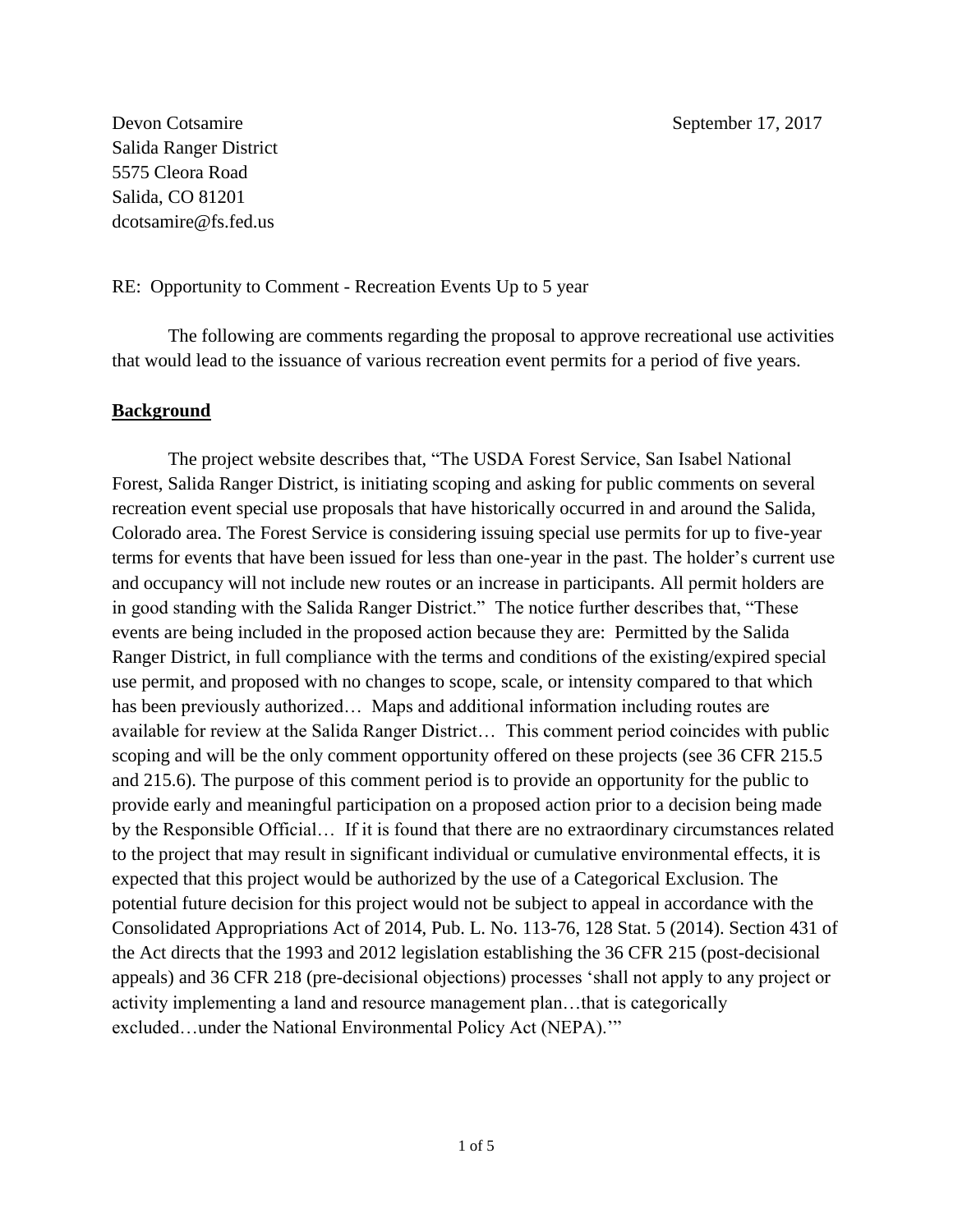Devon Cotsamire
Salida Ranger District
5575 Cleora Road
Salida, CO 81201
dcotsamire@fs.fed.us

September 17, 2017

RE: Opportunity to Comment - Recreation Events Up to 5 year

The following are comments regarding the proposal to approve recreational use activities that would lead to the issuance of various recreation event permits for a period of five years.

## Background

The project website describes that, "The USDA Forest Service, San Isabel National Forest, Salida Ranger District, is initiating scoping and asking for public comments on several recreation event special use proposals that have historically occurred in and around the Salida, Colorado area. The Forest Service is considering issuing special use permits for up to five-year terms for events that have been issued for less than one-year in the past. The holder's current use and occupancy will not include new routes or an increase in participants. All permit holders are in good standing with the Salida Ranger District." The notice further describes that, "These events are being included in the proposed action because they are: Permitted by the Salida Ranger District, in full compliance with the terms and conditions of the existing/expired special use permit, and proposed with no changes to scope, scale, or intensity compared to that which has been previously authorized… Maps and additional information including routes are available for review at the Salida Ranger District… This comment period coincides with public scoping and will be the only comment opportunity offered on these projects (see 36 CFR 215.5 and 215.6). The purpose of this comment period is to provide an opportunity for the public to provide early and meaningful participation on a proposed action prior to a decision being made by the Responsible Official… If it is found that there are no extraordinary circumstances related to the project that may result in significant individual or cumulative environmental effects, it is expected that this project would be authorized by the use of a Categorical Exclusion. The potential future decision for this project would not be subject to appeal in accordance with the Consolidated Appropriations Act of 2014, Pub. L. No. 113-76, 128 Stat. 5 (2014). Section 431 of the Act directs that the 1993 and 2012 legislation establishing the 36 CFR 215 (post-decisional appeals) and 36 CFR 218 (pre-decisional objections) processes 'shall not apply to any project or activity implementing a land and resource management plan…that is categorically excluded…under the National Environmental Policy Act (NEPA).'"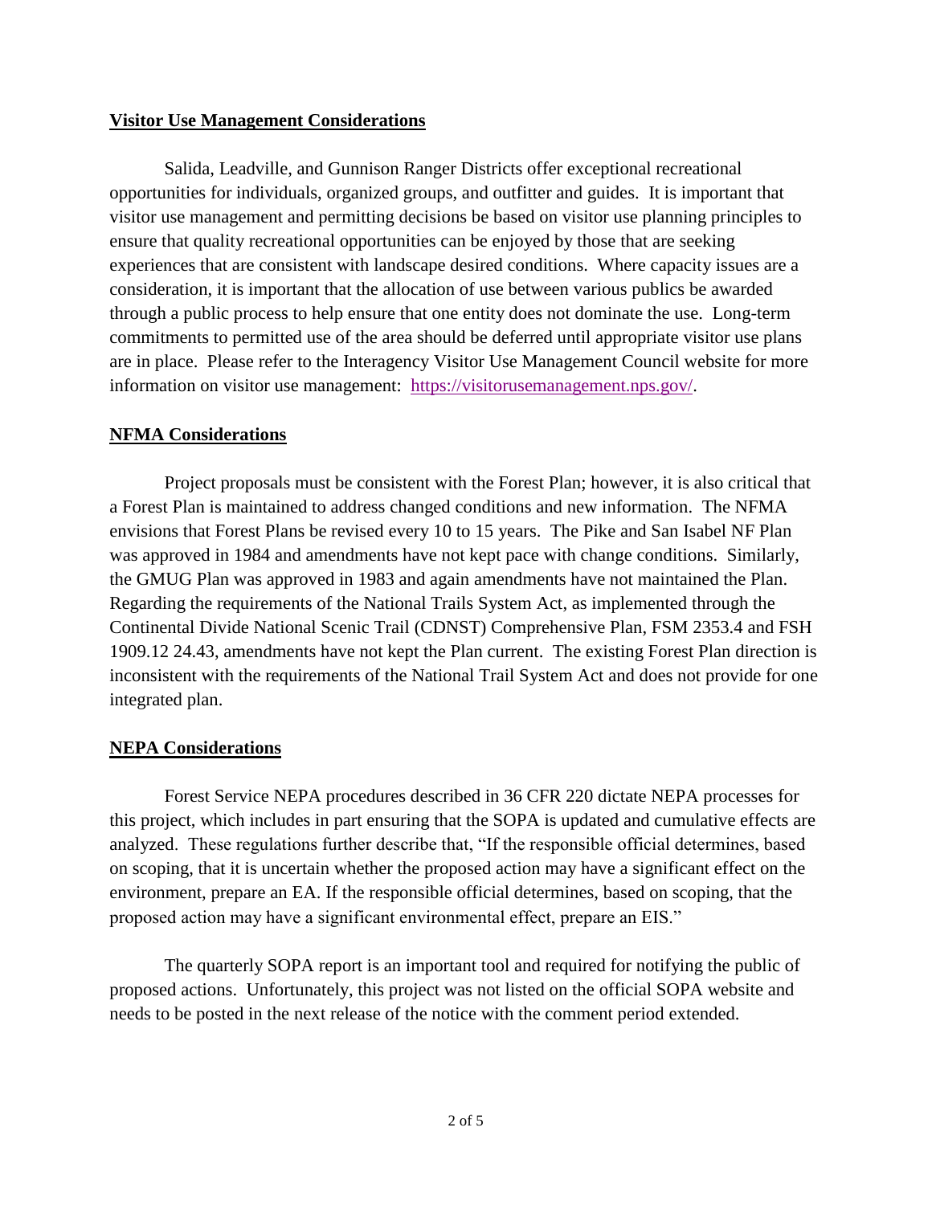**Visitor Use Management Considerations**

Salida, Leadville, and Gunnison Ranger Districts offer exceptional recreational opportunities for individuals, organized groups, and outfitter and guides. It is important that visitor use management and permitting decisions be based on visitor use planning principles to ensure that quality recreational opportunities can be enjoyed by those that are seeking experiences that are consistent with landscape desired conditions. Where capacity issues are a consideration, it is important that the allocation of use between various publics be awarded through a public process to help ensure that one entity does not dominate the use. Long-term commitments to permitted use of the area should be deferred until appropriate visitor use plans are in place. Please refer to the Interagency Visitor Use Management Council website for more information on visitor use management: https://visitorusemanagement.nps.gov/.

**NFMA Considerations**

Project proposals must be consistent with the Forest Plan; however, it is also critical that a Forest Plan is maintained to address changed conditions and new information. The NFMA envisions that Forest Plans be revised every 10 to 15 years. The Pike and San Isabel NF Plan was approved in 1984 and amendments have not kept pace with change conditions. Similarly, the GMUG Plan was approved in 1983 and again amendments have not maintained the Plan. Regarding the requirements of the National Trails System Act, as implemented through the Continental Divide National Scenic Trail (CDNST) Comprehensive Plan, FSM 2353.4 and FSH 1909.12 24.43, amendments have not kept the Plan current. The existing Forest Plan direction is inconsistent with the requirements of the National Trail System Act and does not provide for one integrated plan.

**NEPA Considerations**

Forest Service NEPA procedures described in 36 CFR 220 dictate NEPA processes for this project, which includes in part ensuring that the SOPA is updated and cumulative effects are analyzed. These regulations further describe that, "If the responsible official determines, based on scoping, that it is uncertain whether the proposed action may have a significant effect on the environment, prepare an EA. If the responsible official determines, based on scoping, that the proposed action may have a significant environmental effect, prepare an EIS."

The quarterly SOPA report is an important tool and required for notifying the public of proposed actions. Unfortunately, this project was not listed on the official SOPA website and needs to be posted in the next release of the notice with the comment period extended.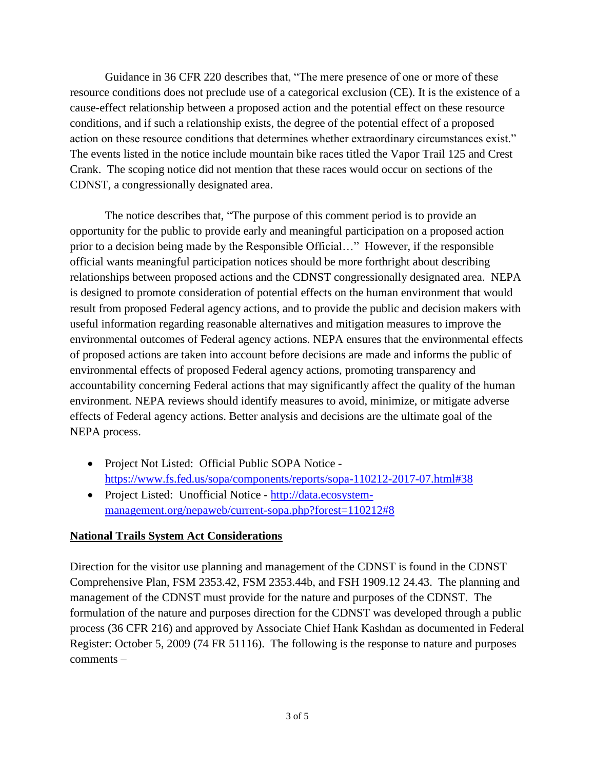Guidance in 36 CFR 220 describes that, "The mere presence of one or more of these resource conditions does not preclude use of a categorical exclusion (CE). It is the existence of a cause-effect relationship between a proposed action and the potential effect on these resource conditions, and if such a relationship exists, the degree of the potential effect of a proposed action on these resource conditions that determines whether extraordinary circumstances exist." The events listed in the notice include mountain bike races titled the Vapor Trail 125 and Crest Crank. The scoping notice did not mention that these races would occur on sections of the CDNST, a congressionally designated area.

The notice describes that, "The purpose of this comment period is to provide an opportunity for the public to provide early and meaningful participation on a proposed action prior to a decision being made by the Responsible Official…" However, if the responsible official wants meaningful participation notices should be more forthright about describing relationships between proposed actions and the CDNST congressionally designated area. NEPA is designed to promote consideration of potential effects on the human environment that would result from proposed Federal agency actions, and to provide the public and decision makers with useful information regarding reasonable alternatives and mitigation measures to improve the environmental outcomes of Federal agency actions. NEPA ensures that the environmental effects of proposed actions are taken into account before decisions are made and informs the public of environmental effects of proposed Federal agency actions, promoting transparency and accountability concerning Federal actions that may significantly affect the quality of the human environment. NEPA reviews should identify measures to avoid, minimize, or mitigate adverse effects of Federal agency actions. Better analysis and decisions are the ultimate goal of the NEPA process.

- Project Not Listed: Official Public SOPA Notice - https://www.fs.fed.us/sopa/components/reports/sopa-110212-2017-07.html#38
- Project Listed: Unofficial Notice - http://data.ecosystem-management.org/nepaweb/current-sopa.php?forest=110212#8

## National Trails System Act Considerations

Direction for the visitor use planning and management of the CDNST is found in the CDNST Comprehensive Plan, FSM 2353.42, FSM 2353.44b, and FSH 1909.12 24.43. The planning and management of the CDNST must provide for the nature and purposes of the CDNST. The formulation of the nature and purposes direction for the CDNST was developed through a public process (36 CFR 216) and approved by Associate Chief Hank Kashdan as documented in Federal Register: October 5, 2009 (74 FR 51116). The following is the response to nature and purposes comments –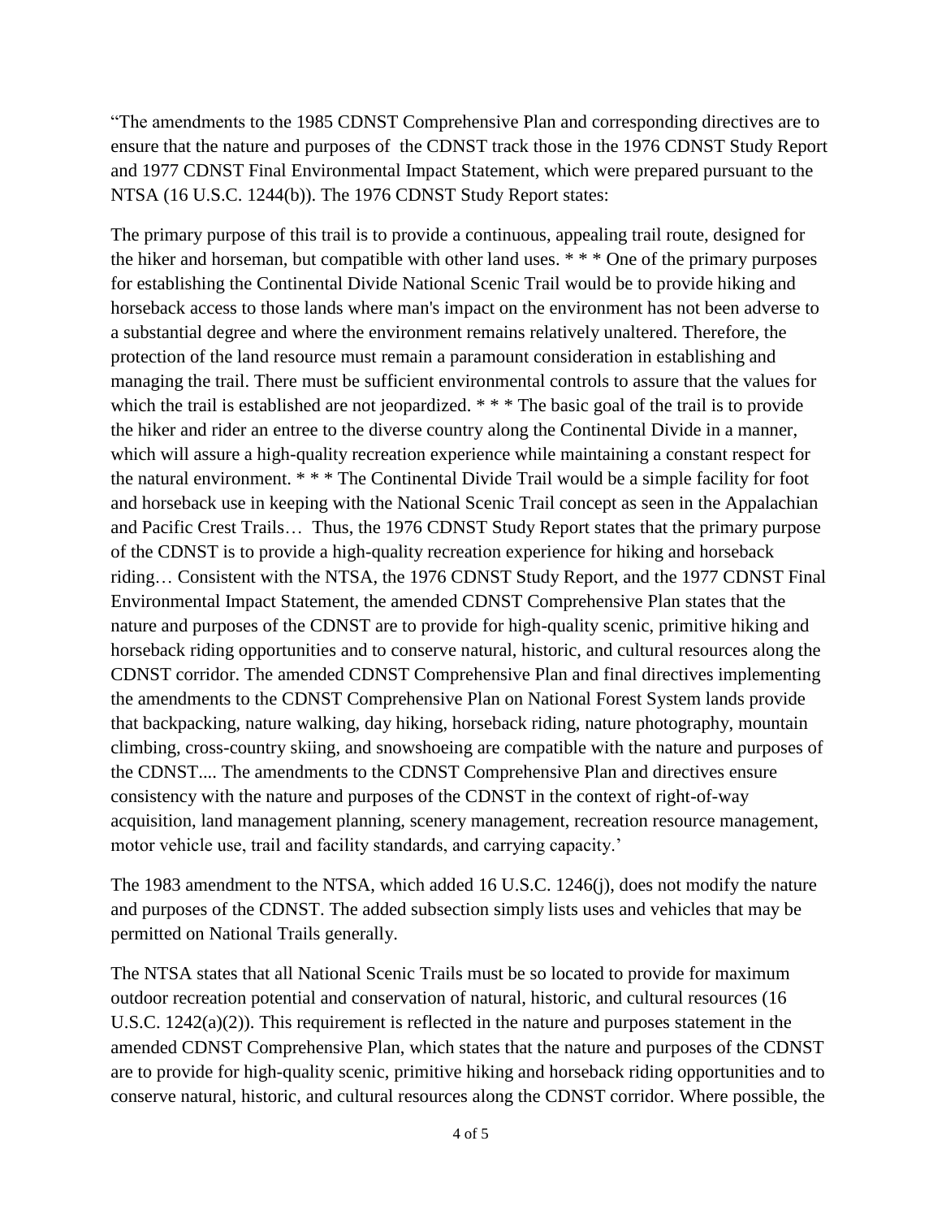"The amendments to the 1985 CDNST Comprehensive Plan and corresponding directives are to ensure that the nature and purposes of the CDNST track those in the 1976 CDNST Study Report and 1977 CDNST Final Environmental Impact Statement, which were prepared pursuant to the NTSA (16 U.S.C. 1244(b)). The 1976 CDNST Study Report states:

The primary purpose of this trail is to provide a continuous, appealing trail route, designed for the hiker and horseman, but compatible with other land uses. * * * One of the primary purposes for establishing the Continental Divide National Scenic Trail would be to provide hiking and horseback access to those lands where man's impact on the environment has not been adverse to a substantial degree and where the environment remains relatively unaltered. Therefore, the protection of the land resource must remain a paramount consideration in establishing and managing the trail. There must be sufficient environmental controls to assure that the values for which the trail is established are not jeopardized. * * * The basic goal of the trail is to provide the hiker and rider an entree to the diverse country along the Continental Divide in a manner, which will assure a high-quality recreation experience while maintaining a constant respect for the natural environment. * * * The Continental Divide Trail would be a simple facility for foot and horseback use in keeping with the National Scenic Trail concept as seen in the Appalachian and Pacific Crest Trails… Thus, the 1976 CDNST Study Report states that the primary purpose of the CDNST is to provide a high-quality recreation experience for hiking and horseback riding… Consistent with the NTSA, the 1976 CDNST Study Report, and the 1977 CDNST Final Environmental Impact Statement, the amended CDNST Comprehensive Plan states that the nature and purposes of the CDNST are to provide for high-quality scenic, primitive hiking and horseback riding opportunities and to conserve natural, historic, and cultural resources along the CDNST corridor. The amended CDNST Comprehensive Plan and final directives implementing the amendments to the CDNST Comprehensive Plan on National Forest System lands provide that backpacking, nature walking, day hiking, horseback riding, nature photography, mountain climbing, cross-country skiing, and snowshoeing are compatible with the nature and purposes of the CDNST.... The amendments to the CDNST Comprehensive Plan and directives ensure consistency with the nature and purposes of the CDNST in the context of right-of-way acquisition, land management planning, scenery management, recreation resource management, motor vehicle use, trail and facility standards, and carrying capacity.'

The 1983 amendment to the NTSA, which added 16 U.S.C. 1246(j), does not modify the nature and purposes of the CDNST. The added subsection simply lists uses and vehicles that may be permitted on National Trails generally.

The NTSA states that all National Scenic Trails must be so located to provide for maximum outdoor recreation potential and conservation of natural, historic, and cultural resources (16 U.S.C. 1242(a)(2)). This requirement is reflected in the nature and purposes statement in the amended CDNST Comprehensive Plan, which states that the nature and purposes of the CDNST are to provide for high-quality scenic, primitive hiking and horseback riding opportunities and to conserve natural, historic, and cultural resources along the CDNST corridor. Where possible, the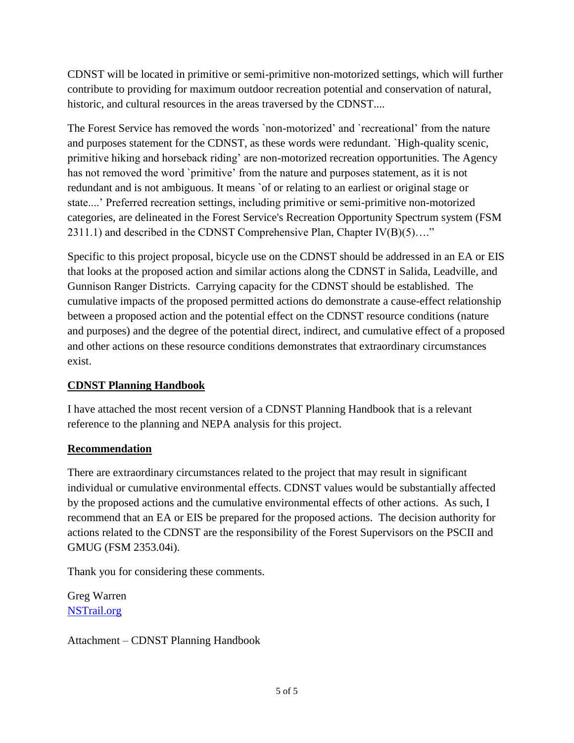CDNST will be located in primitive or semi-primitive non-motorized settings, which will further contribute to providing for maximum outdoor recreation potential and conservation of natural, historic, and cultural resources in the areas traversed by the CDNST....

The Forest Service has removed the words `non-motorized' and `recreational' from the nature and purposes statement for the CDNST, as these words were redundant. `High-quality scenic, primitive hiking and horseback riding' are non-motorized recreation opportunities. The Agency has not removed the word `primitive' from the nature and purposes statement, as it is not redundant and is not ambiguous. It means `of or relating to an earliest or original stage or state....' Preferred recreation settings, including primitive or semi-primitive non-motorized categories, are delineated in the Forest Service's Recreation Opportunity Spectrum system (FSM 2311.1) and described in the CDNST Comprehensive Plan, Chapter IV(B)(5)…."

Specific to this project proposal, bicycle use on the CDNST should be addressed in an EA or EIS that looks at the proposed action and similar actions along the CDNST in Salida, Leadville, and Gunnison Ranger Districts. Carrying capacity for the CDNST should be established. The cumulative impacts of the proposed permitted actions do demonstrate a cause-effect relationship between a proposed action and the potential effect on the CDNST resource conditions (nature and purposes) and the degree of the potential direct, indirect, and cumulative effect of a proposed and other actions on these resource conditions demonstrates that extraordinary circumstances exist.

**CDNST Planning Handbook**

I have attached the most recent version of a CDNST Planning Handbook that is a relevant reference to the planning and NEPA analysis for this project.

**Recommendation**

There are extraordinary circumstances related to the project that may result in significant individual or cumulative environmental effects. CDNST values would be substantially affected by the proposed actions and the cumulative environmental effects of other actions. As such, I recommend that an EA or EIS be prepared for the proposed actions. The decision authority for actions related to the CDNST are the responsibility of the Forest Supervisors on the PSCII and GMUG (FSM 2353.04i).

Thank you for considering these comments.

Greg Warren
NSTrail.org

Attachment – CDNST Planning Handbook